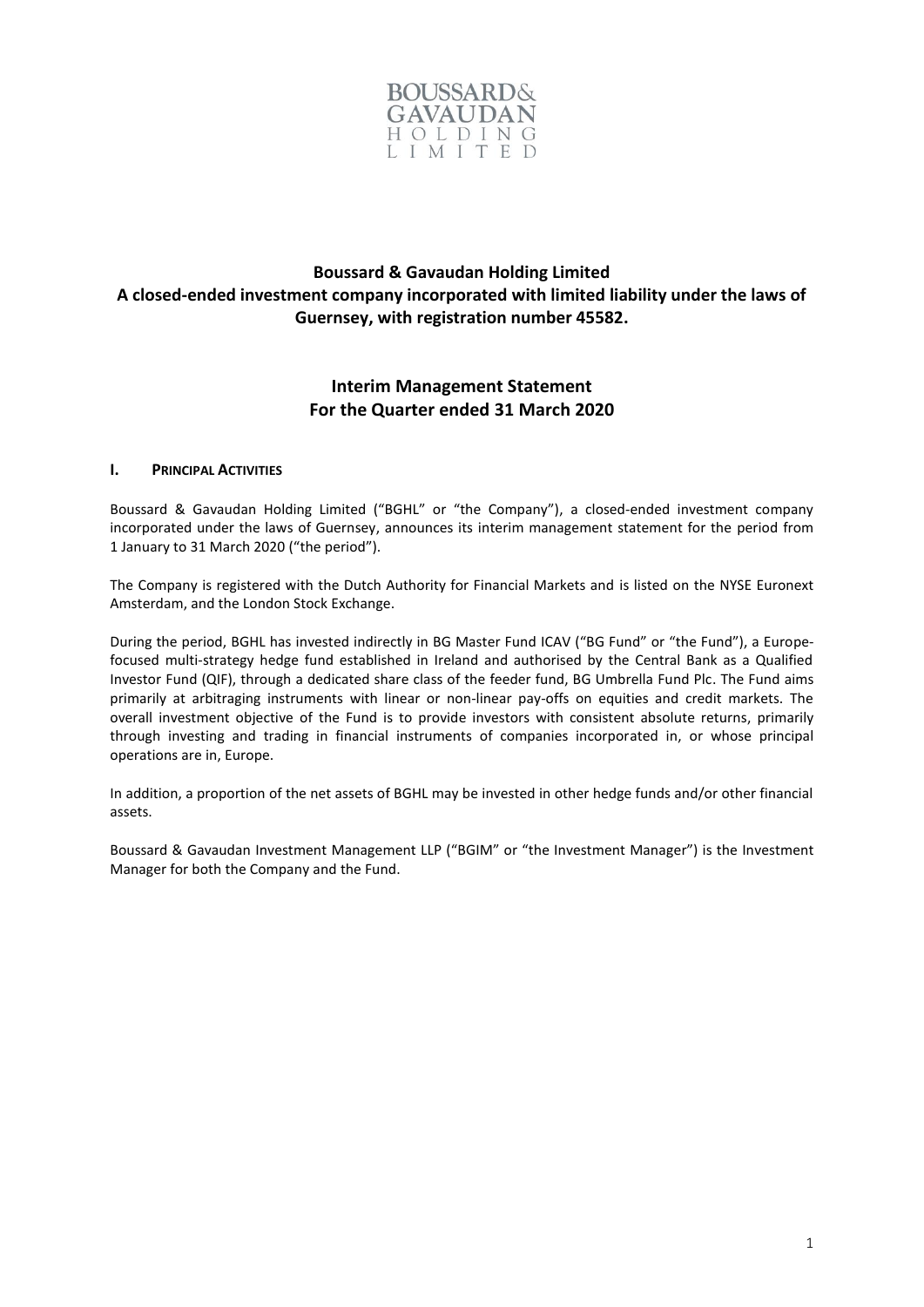BOUSSARD& GAVAUDAN HOLDING LIMITED

# Boussard & Gavaudan Holding Limited
# A closed-ended investment company incorporated with limited liability under the laws of Guernsey, with registration number 45582.

## Interim Management Statement
## For the Quarter ended 31 March 2020

### I. Principal Activities

Boussard & Gavaudan Holding Limited ("BGHL" or "the Company"), a closed-ended investment company incorporated under the laws of Guernsey, announces its interim management statement for the period from 1 January to 31 March 2020 ("the period").

The Company is registered with the Dutch Authority for Financial Markets and is listed on the NYSE Euronext Amsterdam, and the London Stock Exchange.

During the period, BGHL has invested indirectly in BG Master Fund ICAV ("BG Fund" or "the Fund"), a Europe-focused multi-strategy hedge fund established in Ireland and authorised by the Central Bank as a Qualified Investor Fund (QIF), through a dedicated share class of the feeder fund, BG Umbrella Fund Plc. The Fund aims primarily at arbitraging instruments with linear or non-linear pay-offs on equities and credit markets. The overall investment objective of the Fund is to provide investors with consistent absolute returns, primarily through investing and trading in financial instruments of companies incorporated in, or whose principal operations are in, Europe.

In addition, a proportion of the net assets of BGHL may be invested in other hedge funds and/or other financial assets.

Boussard & Gavaudan Investment Management LLP ("BGIM" or "the Investment Manager") is the Investment Manager for both the Company and the Fund.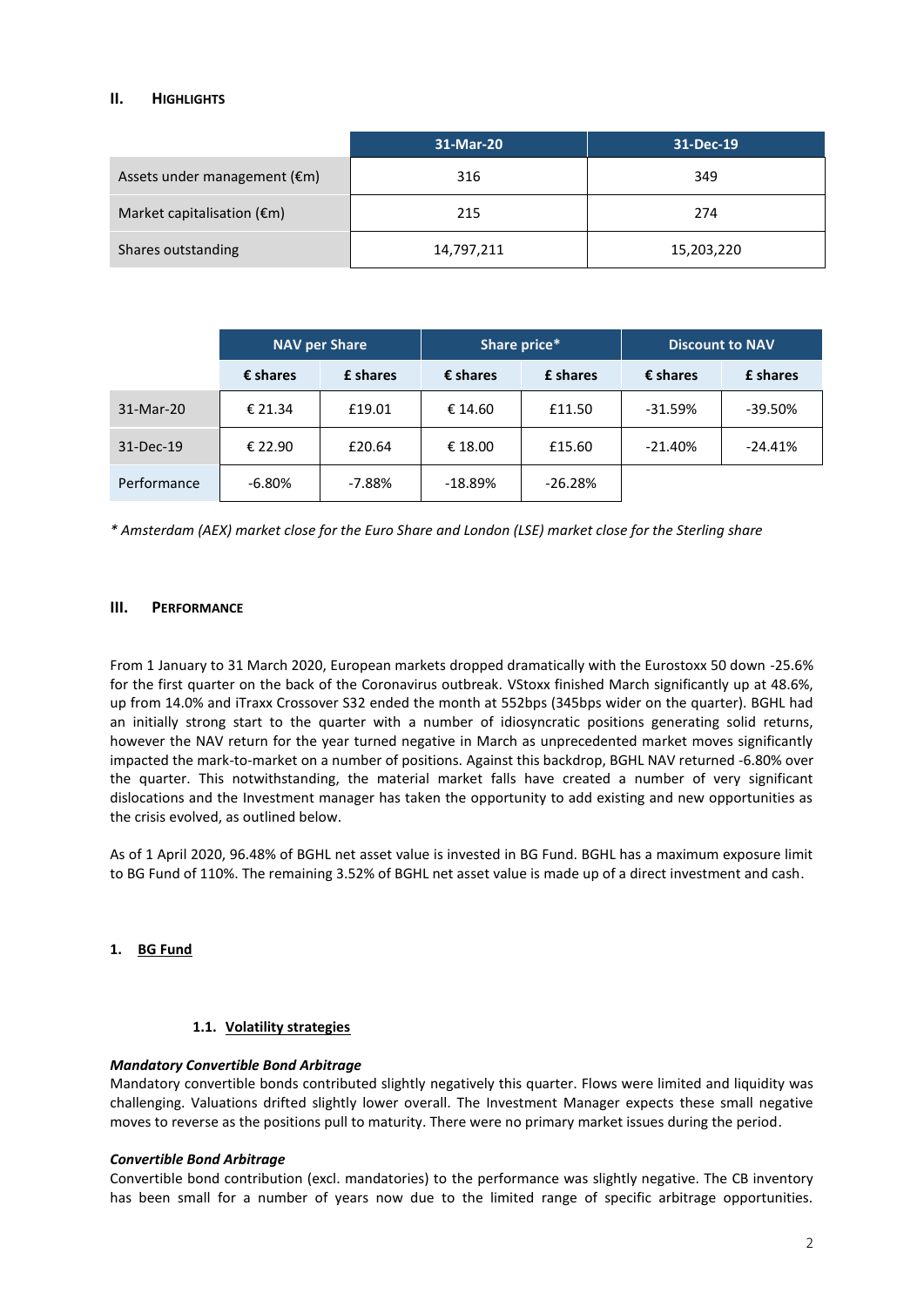## II. Highlights

| | 31-Mar-20 | 31-Dec-19 |
|---|---|---|
| Assets under management (€m) | 316 | 349 |
| Market capitalisation (€m) | 215 | 274 |
| Shares outstanding | 14,797,211 | 15,203,220 |

| | NAV per Share | | Share price* | | Discount to NAV | |
|---|---|---|---|---|---|---|
| | € shares | £ shares | € shares | £ shares | € shares | £ shares |
| 31-Mar-20 | € 21.34 | £19.01 | € 14.60 | £11.50 | -31.59% | -39.50% |
| 31-Dec-19 | € 22.90 | £20.64 | € 18.00 | £15.60 | -21.40% | -24.41% |
| Performance | -6.80% | -7.88% | -18.89% | -26.28% | | |

*\* Amsterdam (AEX) market close for the Euro Share and London (LSE) market close for the Sterling share*

## III. Performance

From 1 January to 31 March 2020, European markets dropped dramatically with the Eurostoxx 50 down -25.6% for the first quarter on the back of the Coronavirus outbreak. VStoxx finished March significantly up at 48.6%, up from 14.0% and iTraxx Crossover S32 ended the month at 552bps (345bps wider on the quarter). BGHL had an initially strong start to the quarter with a number of idiosyncratic positions generating solid returns, however the NAV return for the year turned negative in March as unprecedented market moves significantly impacted the mark-to-market on a number of positions. Against this backdrop, BGHL NAV returned -6.80% over the quarter. This notwithstanding, the material market falls have created a number of very significant dislocations and the Investment manager has taken the opportunity to add existing and new opportunities as the crisis evolved, as outlined below.

As of 1 April 2020, 96.48% of BGHL net asset value is invested in BG Fund. BGHL has a maximum exposure limit to BG Fund of 110%. The remaining 3.52% of BGHL net asset value is made up of a direct investment and cash.

### 1. BG Fund

#### 1.1. Volatility strategies

***Mandatory Convertible Bond Arbitrage***

Mandatory convertible bonds contributed slightly negatively this quarter. Flows were limited and liquidity was challenging. Valuations drifted slightly lower overall. The Investment Manager expects these small negative moves to reverse as the positions pull to maturity. There were no primary market issues during the period.

***Convertible Bond Arbitrage***

Convertible bond contribution (excl. mandatories) to the performance was slightly negative. The CB inventory has been small for a number of years now due to the limited range of specific arbitrage opportunities.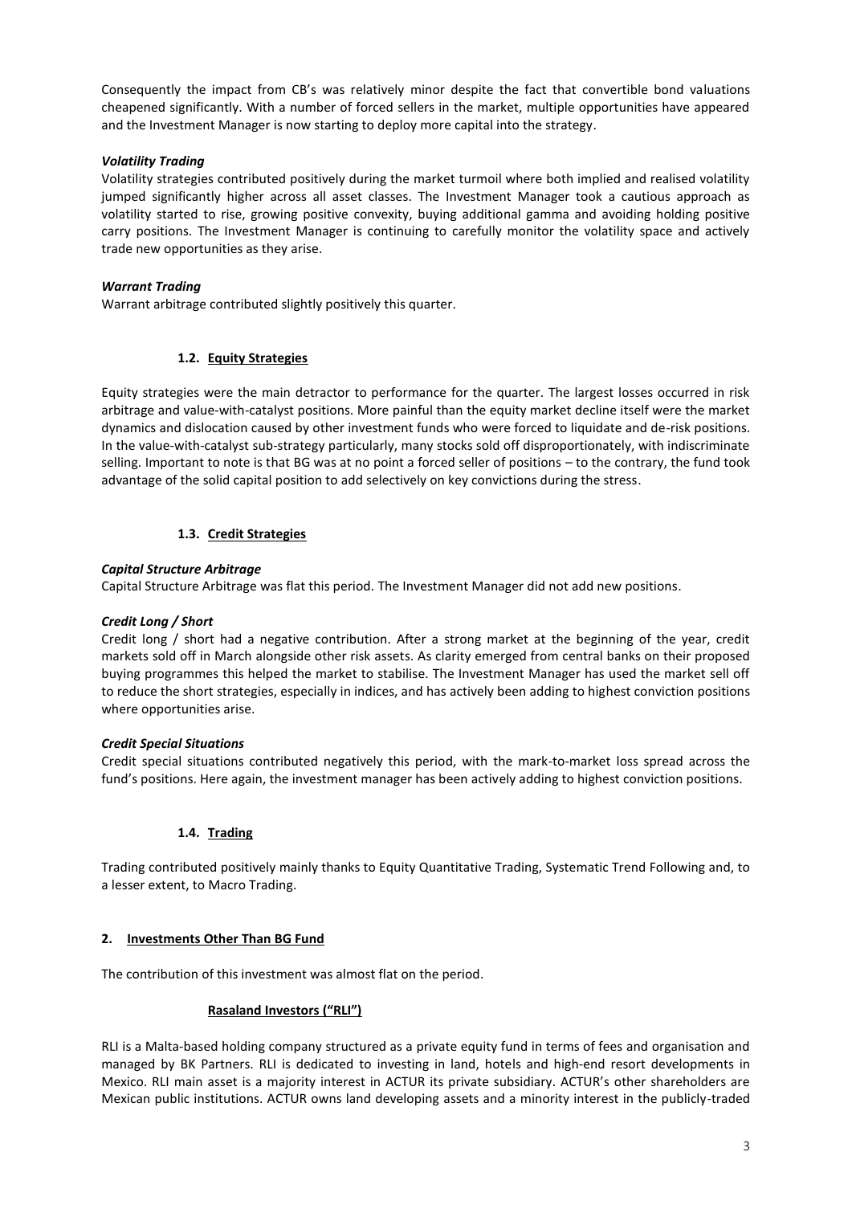Consequently the impact from CB's was relatively minor despite the fact that convertible bond valuations cheapened significantly. With a number of forced sellers in the market, multiple opportunities have appeared and the Investment Manager is now starting to deploy more capital into the strategy.

***Volatility Trading***

Volatility strategies contributed positively during the market turmoil where both implied and realised volatility jumped significantly higher across all asset classes. The Investment Manager took a cautious approach as volatility started to rise, growing positive convexity, buying additional gamma and avoiding holding positive carry positions. The Investment Manager is continuing to carefully monitor the volatility space and actively trade new opportunities as they arise.

***Warrant Trading***

Warrant arbitrage contributed slightly positively this quarter.

### 1.2. Equity Strategies

Equity strategies were the main detractor to performance for the quarter. The largest losses occurred in risk arbitrage and value-with-catalyst positions. More painful than the equity market decline itself were the market dynamics and dislocation caused by other investment funds who were forced to liquidate and de-risk positions. In the value-with-catalyst sub-strategy particularly, many stocks sold off disproportionately, with indiscriminate selling. Important to note is that BG was at no point a forced seller of positions – to the contrary, the fund took advantage of the solid capital position to add selectively on key convictions during the stress.

### 1.3. Credit Strategies

***Capital Structure Arbitrage***

Capital Structure Arbitrage was flat this period. The Investment Manager did not add new positions.

***Credit Long / Short***

Credit long / short had a negative contribution. After a strong market at the beginning of the year, credit markets sold off in March alongside other risk assets. As clarity emerged from central banks on their proposed buying programmes this helped the market to stabilise. The Investment Manager has used the market sell off to reduce the short strategies, especially in indices, and has actively been adding to highest conviction positions where opportunities arise.

***Credit Special Situations***

Credit special situations contributed negatively this period, with the mark-to-market loss spread across the fund's positions. Here again, the investment manager has been actively adding to highest conviction positions.

### 1.4. Trading

Trading contributed positively mainly thanks to Equity Quantitative Trading, Systematic Trend Following and, to a lesser extent, to Macro Trading.

## 2. Investments Other Than BG Fund

The contribution of this investment was almost flat on the period.

### Rasaland Investors ("RLI")

RLI is a Malta-based holding company structured as a private equity fund in terms of fees and organisation and managed by BK Partners. RLI is dedicated to investing in land, hotels and high-end resort developments in Mexico. RLI main asset is a majority interest in ACTUR its private subsidiary. ACTUR's other shareholders are Mexican public institutions. ACTUR owns land developing assets and a minority interest in the publicly-traded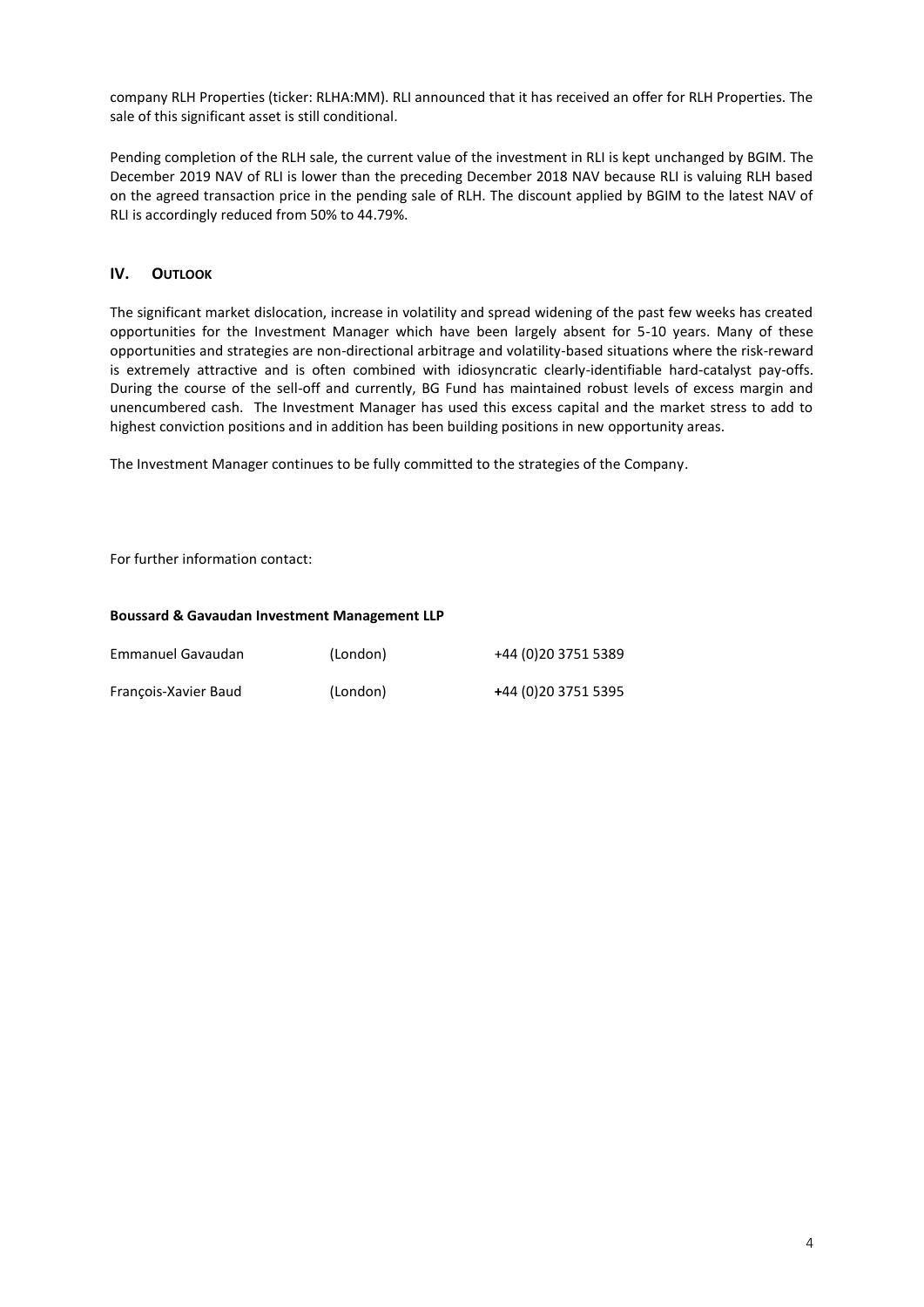company RLH Properties (ticker: RLHA:MM). RLI announced that it has received an offer for RLH Properties. The sale of this significant asset is still conditional.

Pending completion of the RLH sale, the current value of the investment in RLI is kept unchanged by BGIM. The December 2019 NAV of RLI is lower than the preceding December 2018 NAV because RLI is valuing RLH based on the agreed transaction price in the pending sale of RLH. The discount applied by BGIM to the latest NAV of RLI is accordingly reduced from 50% to 44.79%.

## IV. OUTLOOK

The significant market dislocation, increase in volatility and spread widening of the past few weeks has created opportunities for the Investment Manager which have been largely absent for 5-10 years. Many of these opportunities and strategies are non-directional arbitrage and volatility-based situations where the risk-reward is extremely attractive and is often combined with idiosyncratic clearly-identifiable hard-catalyst pay-offs. During the course of the sell-off and currently, BG Fund has maintained robust levels of excess margin and unencumbered cash. The Investment Manager has used this excess capital and the market stress to add to highest conviction positions and in addition has been building positions in new opportunity areas.

The Investment Manager continues to be fully committed to the strategies of the Company.

For further information contact:

**Boussard & Gavaudan Investment Management LLP**

| | | |
|---|---|---|
| Emmanuel Gavaudan | (London) | +44 (0)20 3751 5389 |
| François-Xavier Baud | (London) | +44 (0)20 3751 5395 |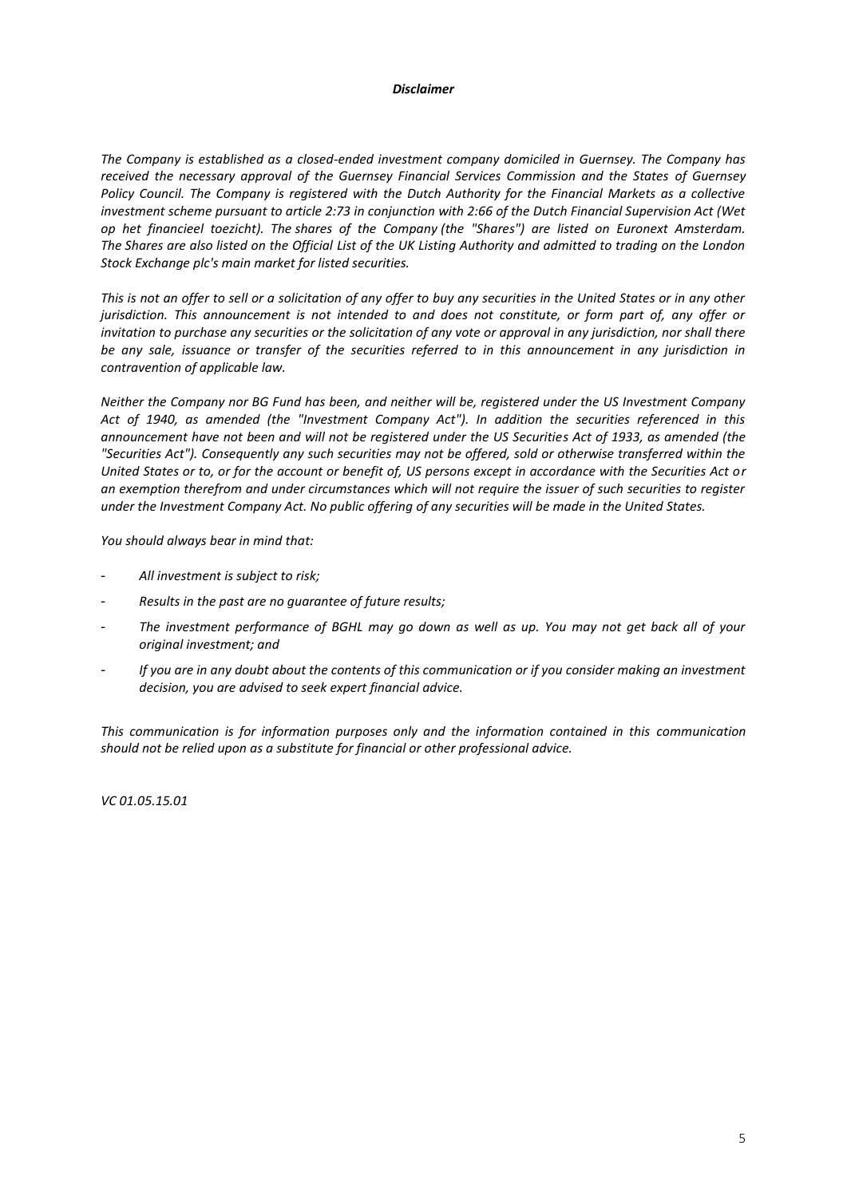***Disclaimer***

*The Company is established as a closed-ended investment company domiciled in Guernsey. The Company has received the necessary approval of the Guernsey Financial Services Commission and the States of Guernsey Policy Council. The Company is registered with the Dutch Authority for the Financial Markets as a collective investment scheme pursuant to article 2:73 in conjunction with 2:66 of the Dutch Financial Supervision Act (Wet op het financieel toezicht). The shares of the Company (the "Shares") are listed on Euronext Amsterdam. The Shares are also listed on the Official List of the UK Listing Authority and admitted to trading on the London Stock Exchange plc's main market for listed securities.*

*This is not an offer to sell or a solicitation of any offer to buy any securities in the United States or in any other jurisdiction. This announcement is not intended to and does not constitute, or form part of, any offer or invitation to purchase any securities or the solicitation of any vote or approval in any jurisdiction, nor shall there be any sale, issuance or transfer of the securities referred to in this announcement in any jurisdiction in contravention of applicable law.*

*Neither the Company nor BG Fund has been, and neither will be, registered under the US Investment Company Act of 1940, as amended (the "Investment Company Act"). In addition the securities referenced in this announcement have not been and will not be registered under the US Securities Act of 1933, as amended (the "Securities Act"). Consequently any such securities may not be offered, sold or otherwise transferred within the United States or to, or for the account or benefit of, US persons except in accordance with the Securities Act or an exemption therefrom and under circumstances which will not require the issuer of such securities to register under the Investment Company Act. No public offering of any securities will be made in the United States.*

*You should always bear in mind that:*

- *All investment is subject to risk;*
- *Results in the past are no guarantee of future results;*
- *The investment performance of BGHL may go down as well as up. You may not get back all of your original investment; and*
- *If you are in any doubt about the contents of this communication or if you consider making an investment decision, you are advised to seek expert financial advice.*

*This communication is for information purposes only and the information contained in this communication should not be relied upon as a substitute for financial or other professional advice.*

*VC 01.05.15.01*